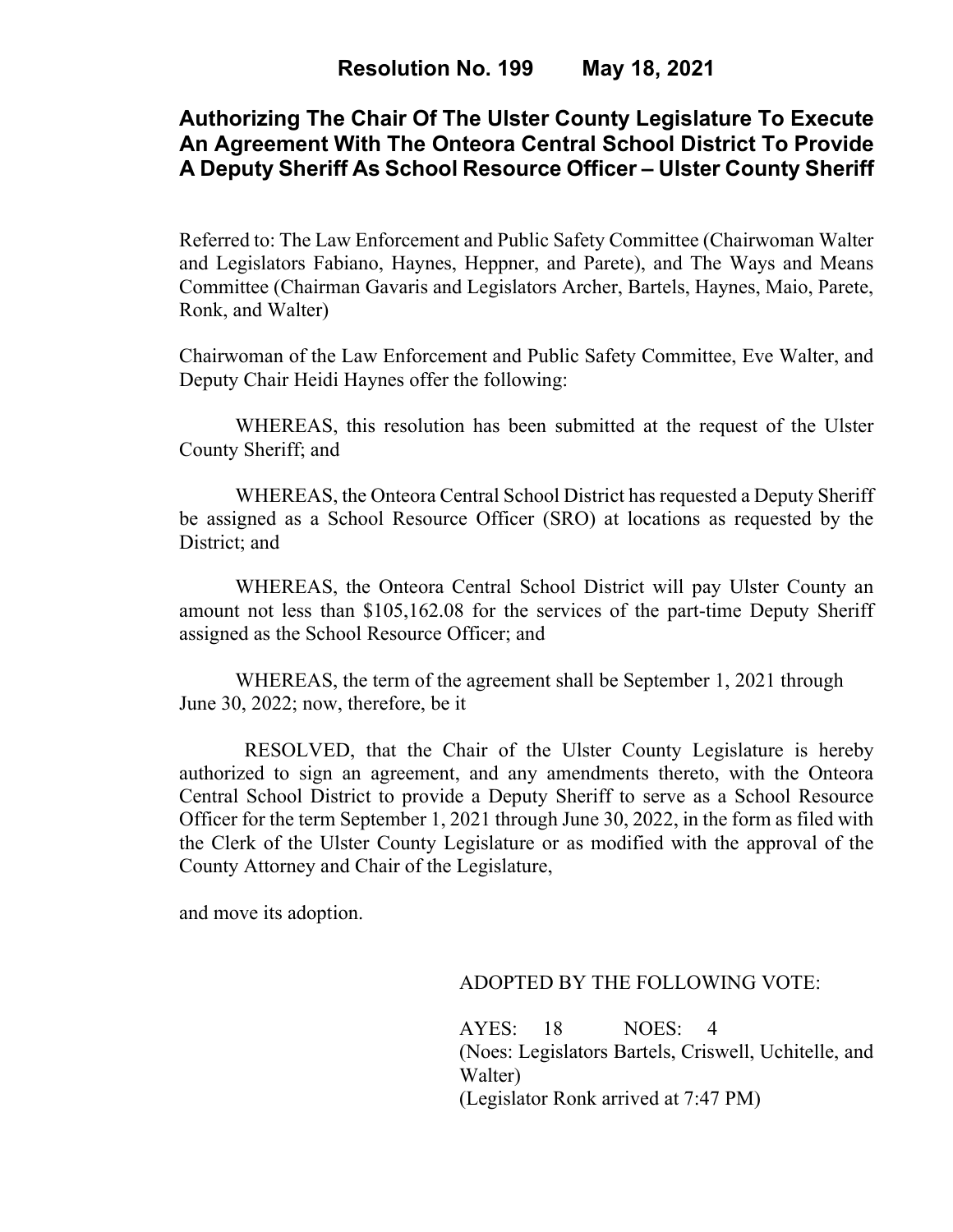# Resolution No. 199 May 18, 2021

## Authorizing The Chair Of The Ulster County Legislature To Execute An Agreement With The Onteora Central School District To Provide A Deputy Sheriff As School Resource Officer – Ulster County Sheriff

Referred to: The Law Enforcement and Public Safety Committee (Chairwoman Walter and Legislators Fabiano, Haynes, Heppner, and Parete), and The Ways and Means Committee (Chairman Gavaris and Legislators Archer, Bartels, Haynes, Maio, Parete, Ronk, and Walter)

Chairwoman of the Law Enforcement and Public Safety Committee, Eve Walter, and Deputy Chair Heidi Haynes offer the following:

WHEREAS, this resolution has been submitted at the request of the Ulster County Sheriff; and

WHEREAS, the Onteora Central School District has requested a Deputy Sheriff be assigned as a School Resource Officer (SRO) at locations as requested by the District; and

WHEREAS, the Onteora Central School District will pay Ulster County an amount not less than $105,162.08 for the services of the part-time Deputy Sheriff assigned as the School Resource Officer; and

WHEREAS, the term of the agreement shall be September 1, 2021 through June 30, 2022; now, therefore, be it

RESOLVED, that the Chair of the Ulster County Legislature is hereby authorized to sign an agreement, and any amendments thereto, with the Onteora Central School District to provide a Deputy Sheriff to serve as a School Resource Officer for the term September 1, 2021 through June 30, 2022, in the form as filed with the Clerk of the Ulster County Legislature or as modified with the approval of the County Attorney and Chair of the Legislature,

and move its adoption.

ADOPTED BY THE FOLLOWING VOTE:

AYES: 18 NOES: 4
(Noes: Legislators Bartels, Criswell, Uchitelle, and Walter)
(Legislator Ronk arrived at 7:47 PM)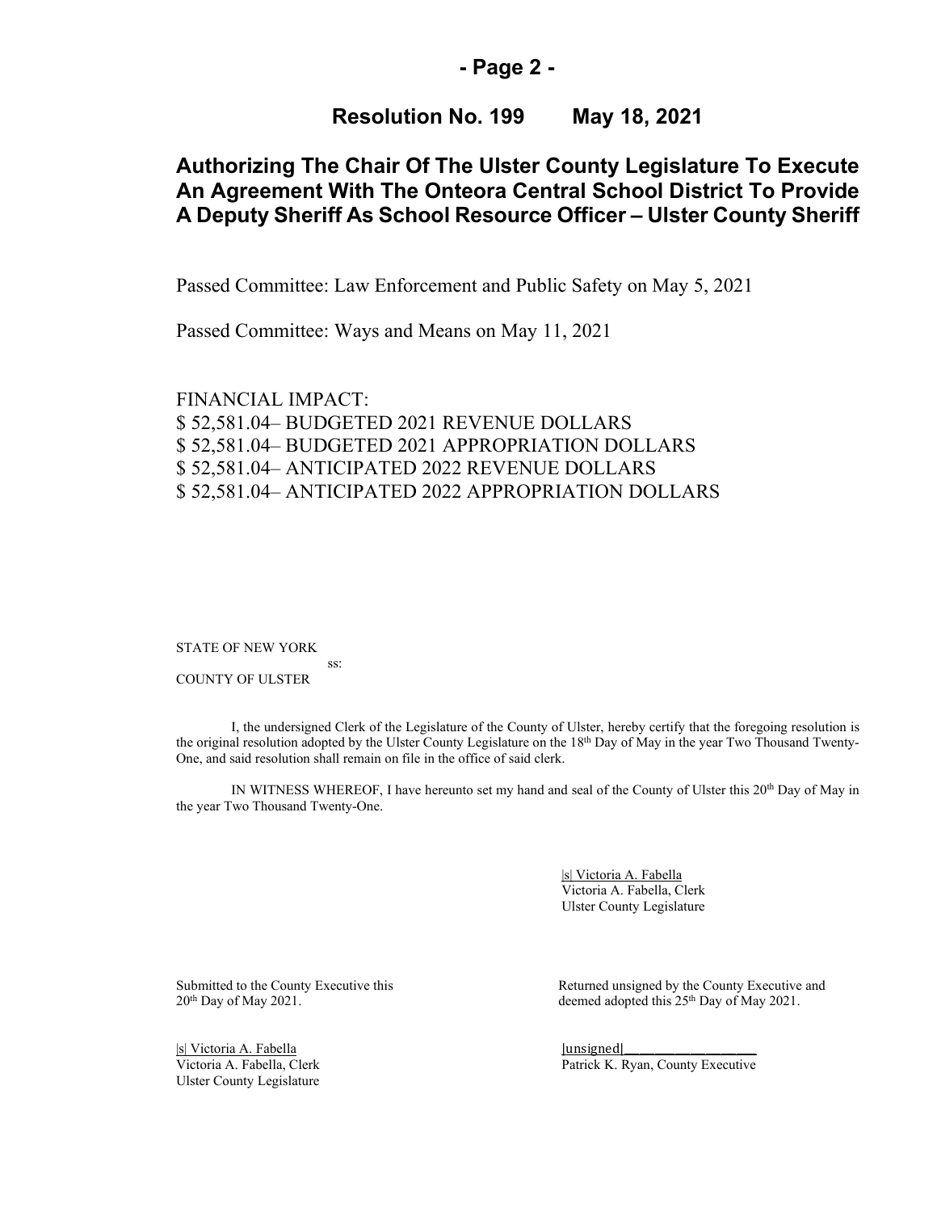## Resolution No. 199 May 18, 2021

## Authorizing The Chair Of The Ulster County Legislature To Execute An Agreement With The Onteora Central School District To Provide A Deputy Sheriff As School Resource Officer – Ulster County Sheriff

Passed Committee: Law Enforcement and Public Safety on May 5, 2021

Passed Committee: Ways and Means on May 11, 2021

FINANCIAL IMPACT:
$ 52,581.04– BUDGETED 2021 REVENUE DOLLARS
$ 52,581.04– BUDGETED 2021 APPROPRIATION DOLLARS
$ 52,581.04– ANTICIPATED 2022 REVENUE DOLLARS
$ 52,581.04– ANTICIPATED 2022 APPROPRIATION DOLLARS

STATE OF NEW YORK
ss:
COUNTY OF ULSTER

I, the undersigned Clerk of the Legislature of the County of Ulster, hereby certify that the foregoing resolution is the original resolution adopted by the Ulster County Legislature on the 18th Day of May in the year Two Thousand Twenty-One, and said resolution shall remain on file in the office of said clerk.

IN WITNESS WHEREOF, I have hereunto set my hand and seal of the County of Ulster this 20th Day of May in the year Two Thousand Twenty-One.

|s| Victoria A. Fabella
Victoria A. Fabella, Clerk
Ulster County Legislature

Submitted to the County Executive this 20th Day of May 2021.

|s| Victoria A. Fabella
Victoria A. Fabella, Clerk
Ulster County Legislature

Returned unsigned by the County Executive and deemed adopted this 25th Day of May 2021.

|unsigned|
Patrick K. Ryan, County Executive